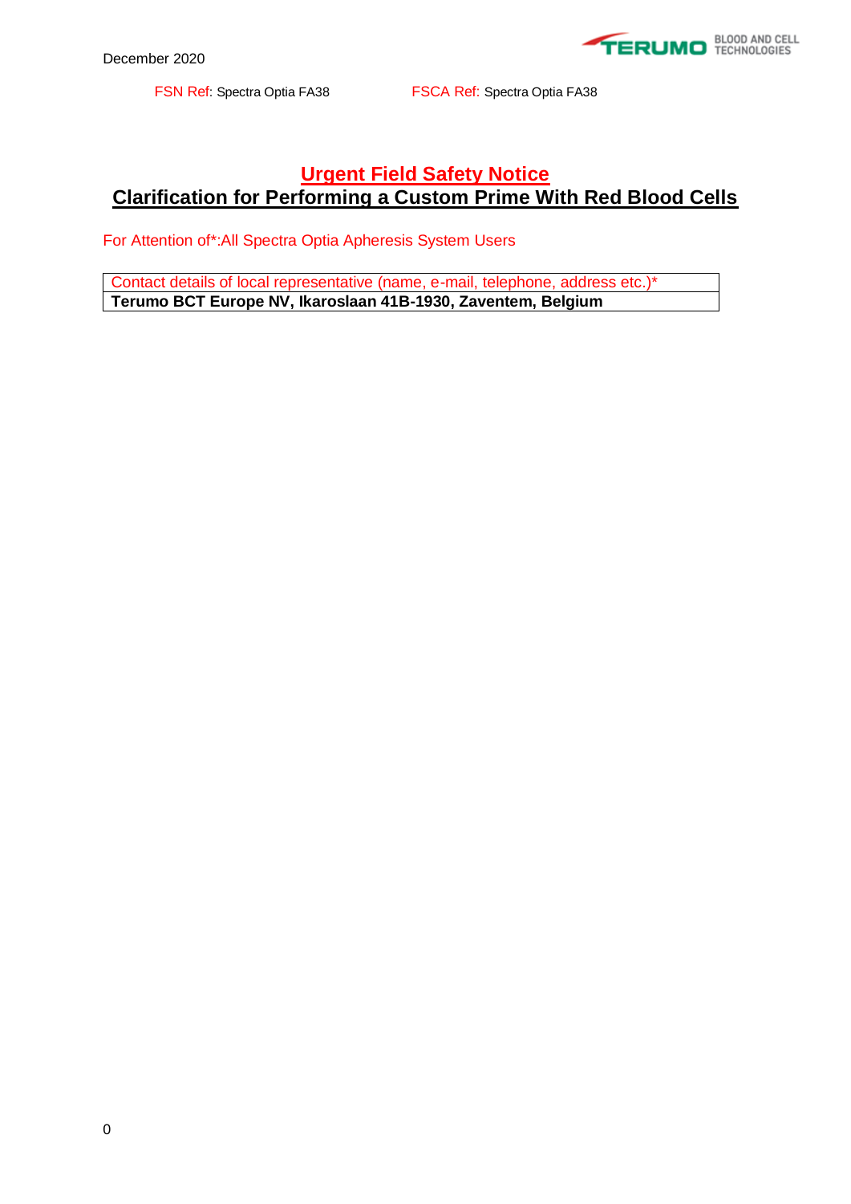December 2020

FSN Ref: Spectra Optia FA38 FSCA Ref: Spectra Optia FA38

# Urgent Field Safety Notice

## Clarification for Performing a Custom Prime With Red Blood Cells

For Attention of*:All Spectra Optia Apheresis System Users

| Contact details of local representative (name, e-mail, telephone, address etc.)* |
|---|
| **Terumo BCT Europe NV, Ikaroslaan 41B-1930, Zaventem, Belgium** |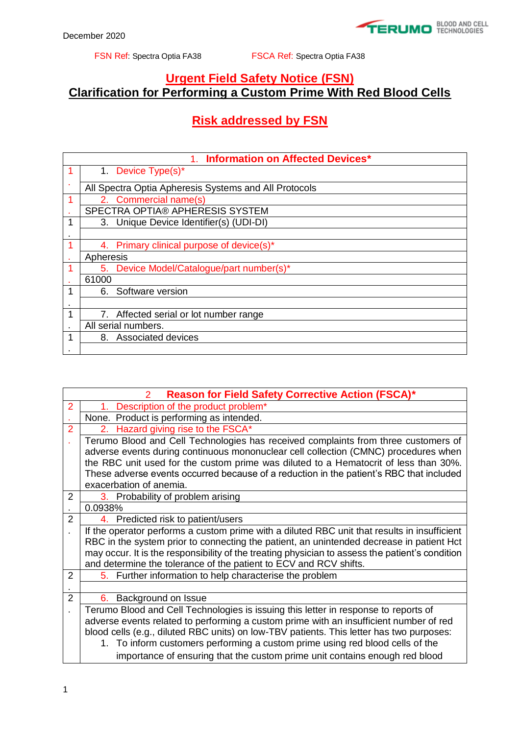December 2020

FSN Ref: Spectra Optia FA38 FSCA Ref: Spectra Optia FA38

# Urgent Field Safety Notice (FSN)

## Clarification for Performing a Custom Prime With Red Blood Cells

## Risk addressed by FSN

| 1. Information on Affected Devices* | |
|---|---|
| 1.1 | 1. Device Type(s)* |
| | All Spectra Optia Apheresis Systems and All Protocols |
| 1.2 | 2. Commercial name(s) |
| | SPECTRA OPTIA® APHERESIS SYSTEM |
| 1.3 | 3. Unique Device Identifier(s) (UDI-DI) |
| | |
| 1.4 | 4. Primary clinical purpose of device(s)* |
| | Apheresis |
| 1.5 | 5. Device Model/Catalogue/part number(s)* |
| | 61000 |
| 1.6 | 6. Software version |
| | |
| 1.7 | 7. Affected serial or lot number range |
| | All serial numbers. |
| 1.8 | 8. Associated devices |
| | |

| 2 Reason for Field Safety Corrective Action (FSCA)* | |
|---|---|
| 2.1 | 1. Description of the product problem* |
| | None. Product is performing as intended. |
| 2.2 | 2. Hazard giving rise to the FSCA* |
| | Terumo Blood and Cell Technologies has received complaints from three customers of adverse events during continuous mononuclear cell collection (CMNC) procedures when the RBC unit used for the custom prime was diluted to a Hematocrit of less than 30%. These adverse events occurred because of a reduction in the patient's RBC that included exacerbation of anemia. |
| 2.3 | 3. Probability of problem arising |
| | 0.0938% |
| 2.4 | 4. Predicted risk to patient/users |
| | If the operator performs a custom prime with a diluted RBC unit that results in insufficient RBC in the system prior to connecting the patient, an unintended decrease in patient Hct may occur. It is the responsibility of the treating physician to assess the patient's condition and determine the tolerance of the patient to ECV and RCV shifts. |
| 2.5 | 5. Further information to help characterise the problem |
| | |
| 2.6 | 6. Background on Issue |
| | Terumo Blood and Cell Technologies is issuing this letter in response to reports of adverse events related to performing a custom prime with an insufficient number of red blood cells (e.g., diluted RBC units) on low-TBV patients. This letter has two purposes:<br>1. To inform customers performing a custom prime using red blood cells of the importance of ensuring that the custom prime unit contains enough red blood |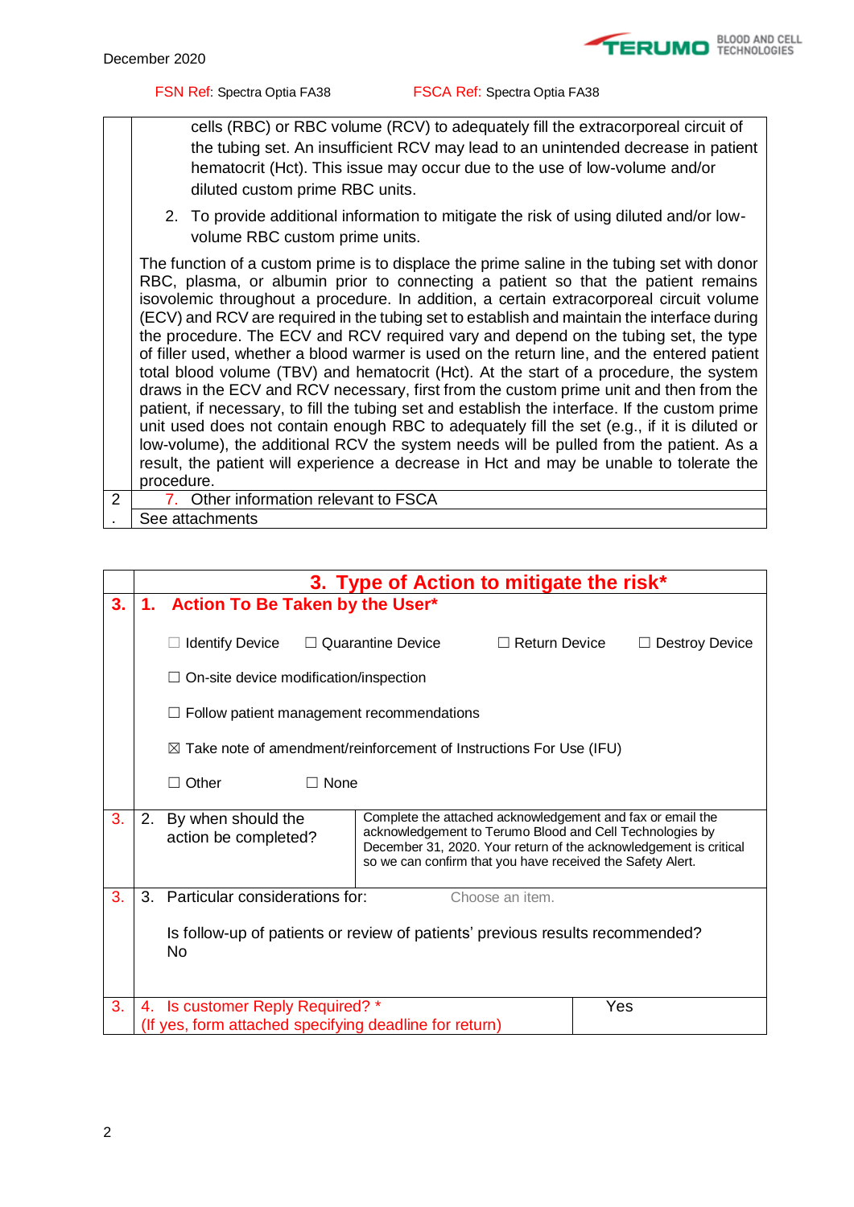FSN Ref: Spectra Optia FA38 FSCA Ref: Spectra Optia FA38

| | |
|---|---|
| | cells (RBC) or RBC volume (RCV) to adequately fill the extracorporeal circuit of the tubing set. An insufficient RCV may lead to an unintended decrease in patient hematocrit (Hct). This issue may occur due to the use of low-volume and/or diluted custom prime RBC units.<br>2. To provide additional information to mitigate the risk of using diluted and/or low-volume RBC custom prime units.<br><br>The function of a custom prime is to displace the prime saline in the tubing set with donor RBC, plasma, or albumin prior to connecting a patient so that the patient remains isovolemic throughout a procedure. In addition, a certain extracorporeal circuit volume (ECV) and RCV are required in the tubing set to establish and maintain the interface during the procedure. The ECV and RCV required vary and depend on the tubing set, the type of filler used, whether a blood warmer is used on the return line, and the entered patient total blood volume (TBV) and hematocrit (Hct). At the start of a procedure, the system draws in the ECV and RCV necessary, first from the custom prime unit and then from the patient, if necessary, to fill the tubing set and establish the interface. If the custom prime unit used does not contain enough RBC to adequately fill the set (e.g., if it is diluted or low-volume), the additional RCV the system needs will be pulled from the patient. As a result, the patient will experience a decrease in Hct and may be unable to tolerate the procedure. |
| 2. | 7. Other information relevant to FSCA |
| | See attachments |

| | 3. Type of Action to mitigate the risk* | |
|---|---|---|
| 3. | **1. Action To Be Taken by the User***<br><br>☐ Identify Device ☐ Quarantine Device ☐ Return Device ☐ Destroy Device<br><br>☐ On-site device modification/inspection<br><br>☐ Follow patient management recommendations<br><br>☒ Take note of amendment/reinforcement of Instructions For Use (IFU)<br><br>☐ Other ☐ None | |
| 3. | 2. By when should the action be completed? | Complete the attached acknowledgement and fax or email the acknowledgement to Terumo Blood and Cell Technologies by December 31, 2020. Your return of the acknowledgement is critical so we can confirm that you have received the Safety Alert. |
| 3. | 3. Particular considerations for: Choose an item.<br><br>Is follow-up of patients or review of patients' previous results recommended?<br>No | |
| 3. | 4. Is customer Reply Required? *<br>(If yes, form attached specifying deadline for return) | Yes |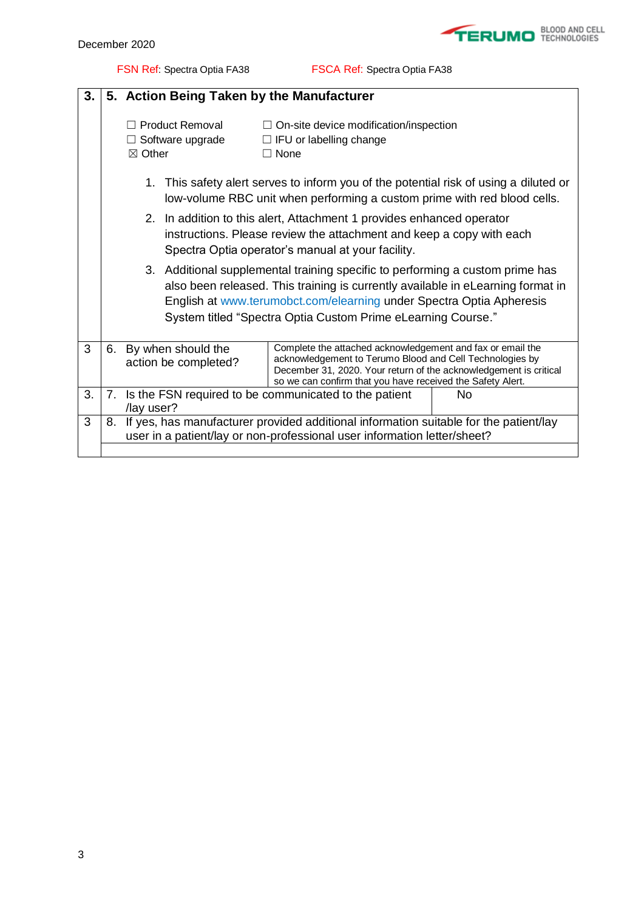FSN Ref: Spectra Optia FA38 FSCA Ref: Spectra Optia FA38

| 3. | 5. Action Being Taken by the Manufacturer | |
|---|---|---|
| | ☐ Product Removal ☐ On-site device modification/inspection<br>☐ Software upgrade ☐ IFU or labelling change<br>☒ Other ☐ None<br><br>1. This safety alert serves to inform you of the potential risk of using a diluted or low-volume RBC unit when performing a custom prime with red blood cells.<br>2. In addition to this alert, Attachment 1 provides enhanced operator instructions. Please review the attachment and keep a copy with each Spectra Optia operator's manual at your facility.<br>3. Additional supplemental training specific to performing a custom prime has also been released. This training is currently available in eLearning format in English at www.terumobct.com/elearning under Spectra Optia Apheresis System titled "Spectra Optia Custom Prime eLearning Course." | |
| 3 | 6. By when should the action be completed? | Complete the attached acknowledgement and fax or email the acknowledgement to Terumo Blood and Cell Technologies by December 31, 2020. Your return of the acknowledgement is critical so we can confirm that you have received the Safety Alert. |
| 3. | 7. Is the FSN required to be communicated to the patient /lay user? | No |
| 3 | 8. If yes, has manufacturer provided additional information suitable for the patient/lay user in a patient/lay or non-professional user information letter/sheet? | |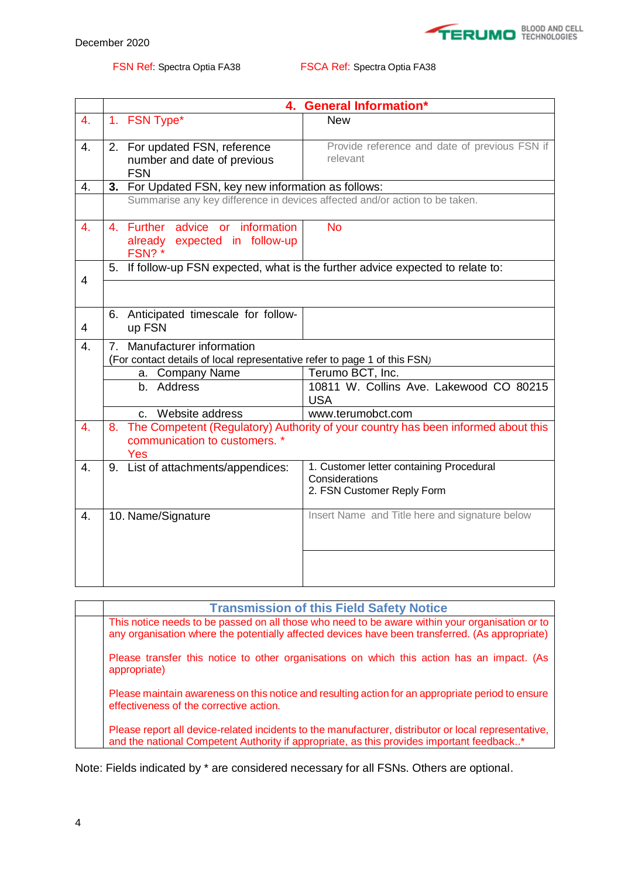December 2020

FSN Ref: Spectra Optia FA38 FSCA Ref: Spectra Optia FA38

| | 4. General Information* | |
|---|---|---|
| 4. | 1. FSN Type* | New |
| 4. | 2. For updated FSN, reference number and date of previous FSN | Provide reference and date of previous FSN if relevant |
| 4. | 3. For Updated FSN, key new information as follows: | |
| | Summarise any key difference in devices affected and/or action to be taken. | |
| 4. | 4. Further advice or information already expected in follow-up FSN? * | No |
| 4 | 5. If follow-up FSN expected, what is the further advice expected to relate to: | |
| | | |
| 4 | 6. Anticipated timescale for follow-up FSN | |
| 4. | 7. Manufacturer information (For contact details of local representative refer to page 1 of this FSN) | |
| | a. Company Name | Terumo BCT, Inc. |
| | b. Address | 10811 W. Collins Ave. Lakewood CO 80215 USA |
| | c. Website address | www.terumobct.com |
| 4. | 8. The Competent (Regulatory) Authority of your country has been informed about this communication to customers. * Yes | |
| 4. | 9. List of attachments/appendices: | 1. Customer letter containing Procedural Considerations<br>2. FSN Customer Reply Form |
| 4. | 10. Name/Signature | Insert Name and Title here and signature below |

| | Transmission of this Field Safety Notice |
|---|---|
| | This notice needs to be passed on all those who need to be aware within your organisation or to any organisation where the potentially affected devices have been transferred. (As appropriate)<br><br>Please transfer this notice to other organisations on which this action has an impact. (As appropriate)<br><br>Please maintain awareness on this notice and resulting action for an appropriate period to ensure effectiveness of the corrective action.<br><br>Please report all device-related incidents to the manufacturer, distributor or local representative, and the national Competent Authority if appropriate, as this provides important feedback..* |

Note: Fields indicated by * are considered necessary for all FSNs. Others are optional.